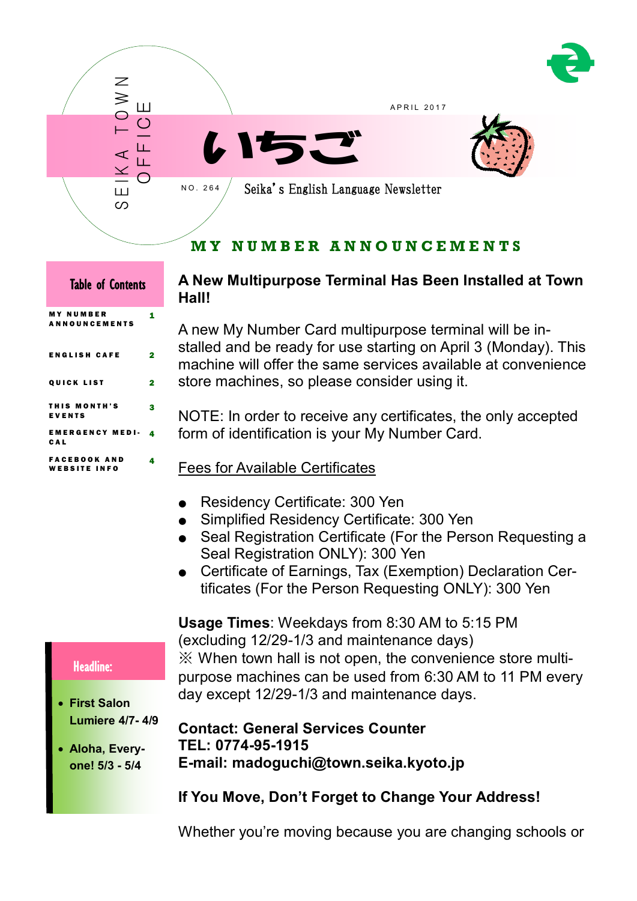SEIKA TOWN OFFICE

APRIL 2017

# いちご

NO. 264

Seika's English Language Newsletter

## MY NUMBER ANNOUNCEMENTS

**Table of Contents**

| | |
|---|---|
| MY NUMBER ANNOUNCEMENTS | 1 |
| ENGLISH CAFE | 2 |
| QUICK LIST | 2 |
| THIS MONTH'S EVENTS | 3 |
| EMERGENCY MEDICAL | 4 |
| FACEBOOK AND WEBSITE INFO | 4 |

**Headline:**

- **First Salon Lumiere 4/7- 4/9**
- **Aloha, Everyone! 5/3 - 5/4**

### A New Multipurpose Terminal Has Been Installed at Town Hall!

A new My Number Card multipurpose terminal will be installed and be ready for use starting on April 3 (Monday). This machine will offer the same services available at convenience store machines, so please consider using it.

NOTE: In order to receive any certificates, the only accepted form of identification is your My Number Card.

<u>Fees for Available Certificates</u>

- Residency Certificate: 300 Yen
- Simplified Residency Certificate: 300 Yen
- Seal Registration Certificate (For the Person Requesting a Seal Registration ONLY): 300 Yen
- Certificate of Earnings, Tax (Exemption) Declaration Certificates (For the Person Requesting ONLY): 300 Yen

**Usage Times**: Weekdays from 8:30 AM to 5:15 PM (excluding 12/29-1/3 and maintenance days)
※ When town hall is not open, the convenience store multipurpose machines can be used from 6:30 AM to 11 PM every day except 12/29-1/3 and maintenance days.

**Contact: General Services Counter**
**TEL: 0774-95-1915**
**E-mail: madoguchi@town.seika.kyoto.jp**

### If You Move, Don't Forget to Change Your Address!

Whether you're moving because you are changing schools or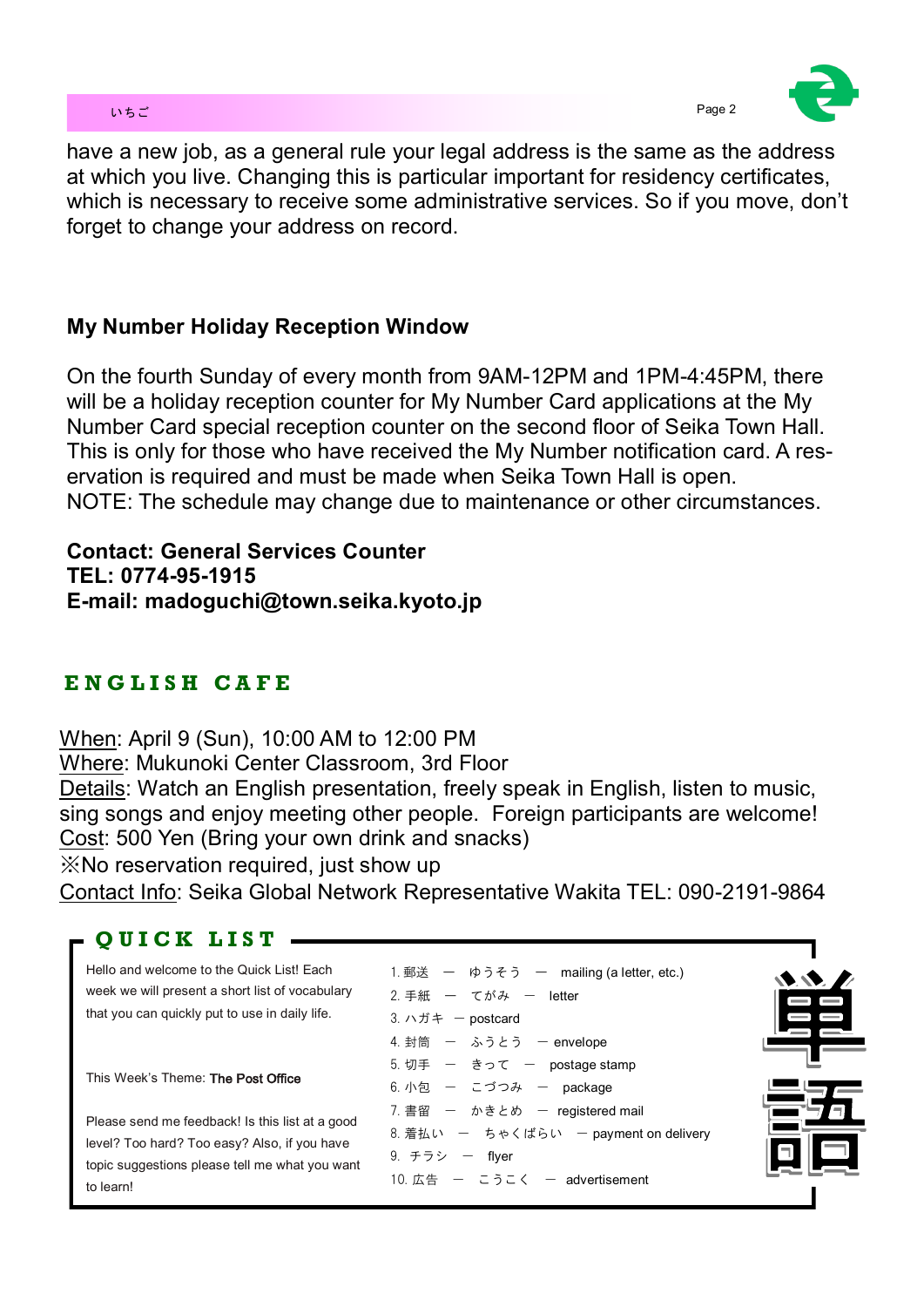have a new job, as a general rule your legal address is the same as the address at which you live. Changing this is particular important for residency certificates, which is necessary to receive some administrative services. So if you move, don't forget to change your address on record.

**My Number Holiday Reception Window**

On the fourth Sunday of every month from 9AM-12PM and 1PM-4:45PM, there will be a holiday reception counter for My Number Card applications at the My Number Card special reception counter on the second floor of Seika Town Hall. This is only for those who have received the My Number notification card. A reservation is required and must be made when Seika Town Hall is open.
NOTE: The schedule may change due to maintenance or other circumstances.

**Contact: General Services Counter**
**TEL: 0774-95-1915**
**E-mail: madoguchi@town.seika.kyoto.jp**

## ENGLISH CAFE

When: April 9 (Sun), 10:00 AM to 12:00 PM
Where: Mukunoki Center Classroom, 3rd Floor
Details: Watch an English presentation, freely speak in English, listen to music, sing songs and enjoy meeting other people. Foreign participants are welcome!
Cost: 500 Yen (Bring your own drink and snacks)
※No reservation required, just show up
Contact Info: Seika Global Network Representative Wakita TEL: 090-2191-9864

## QUICK LIST

Hello and welcome to the Quick List! Each week we will present a short list of vocabulary that you can quickly put to use in daily life.

This Week's Theme: **The Post Office**

Please send me feedback! Is this list at a good level? Too hard? Too easy? Also, if you have topic suggestions please tell me what you want to learn!

1. 郵送 ー ゆうそう ー mailing (a letter, etc.)
2. 手紙 ー てがみ ー letter
3. ハガキ ー postcard
4. 封筒 ー ふうとう ー envelope
5. 切手 ー きって ー postage stamp
6. 小包 ー こづつみ ー package
7. 書留 ー かきとめ ー registered mail
8. 着払い ー ちゃくばらい ー payment on delivery
9. チラシ ー flyer
10. 広告 ー こうこく ー advertisement

単語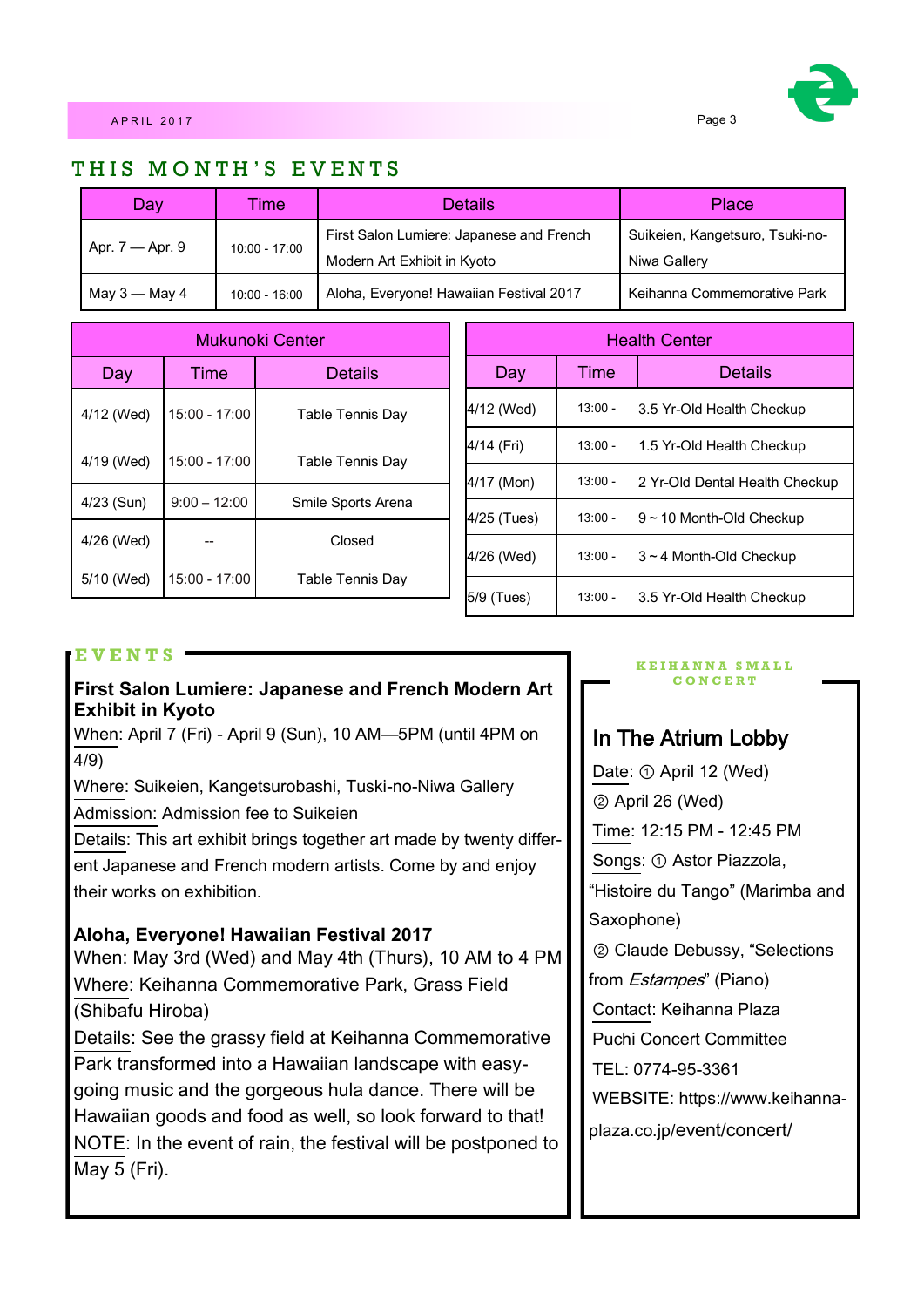## THIS MONTH'S EVENTS

| Day | Time | Details | Place |
|---|---|---|---|
| Apr. 7 — Apr. 9 | 10:00 - 17:00 | First Salon Lumiere: Japanese and French Modern Art Exhibit in Kyoto | Suikeien, Kangetsuro, Tsuki-no-Niwa Gallery |
| May 3 — May 4 | 10:00 - 16:00 | Aloha, Everyone! Hawaiian Festival 2017 | Keihanna Commemorative Park |

| Mukunoki Center | | |
|---|---|---|
| **Day** | **Time** | **Details** |
| 4/12 (Wed) | 15:00 - 17:00 | Table Tennis Day |
| 4/19 (Wed) | 15:00 - 17:00 | Table Tennis Day |
| 4/23 (Sun) | 9:00 – 12:00 | Smile Sports Arena |
| 4/26 (Wed) | -- | Closed |
| 5/10 (Wed) | 15:00 - 17:00 | Table Tennis Day |

| Health Center | | |
|---|---|---|
| **Day** | **Time** | **Details** |
| 4/12 (Wed) | 13:00 - | 3.5 Yr-Old Health Checkup |
| 4/14 (Fri) | 13:00 - | 1.5 Yr-Old Health Checkup |
| 4/17 (Mon) | 13:00 - | 2 Yr-Old Dental Health Checkup |
| 4/25 (Tues) | 13:00 - | 9 ~ 10 Month-Old Checkup |
| 4/26 (Wed) | 13:00 - | 3 ~ 4 Month-Old Checkup |
| 5/9 (Tues) | 13:00 - | 3.5 Yr-Old Health Checkup |

## EVENTS

**First Salon Lumiere: Japanese and French Modern Art Exhibit in Kyoto**

When: April 7 (Fri) - April 9 (Sun), 10 AM—5PM (until 4PM on 4/9)

Where: Suikeien, Kangetsurobashi, Tuski-no-Niwa Gallery

Admission: Admission fee to Suikeien

Details: This art exhibit brings together art made by twenty different Japanese and French modern artists. Come by and enjoy their works on exhibition.

**Aloha, Everyone! Hawaiian Festival 2017**

When: May 3rd (Wed) and May 4th (Thurs), 10 AM to 4 PM

Where: Keihanna Commemorative Park, Grass Field (Shibafu Hiroba)

Details: See the grassy field at Keihanna Commemorative Park transformed into a Hawaiian landscape with easy-going music and the gorgeous hula dance. There will be Hawaiian goods and food as well, so look forward to that!

NOTE: In the event of rain, the festival will be postponed to May 5 (Fri).

## KEIHANNA SMALL CONCERT

### In The Atrium Lobby

Date: ① April 12 (Wed)

② April 26 (Wed)

Time: 12:15 PM - 12:45 PM

Songs: ① Astor Piazzola, "Histoire du Tango" (Marimba and Saxophone)

② Claude Debussy, "Selections from *Estampes*" (Piano)

Contact: Keihanna Plaza Puchi Concert Committee

TEL: 0774-95-3361

WEBSITE: https://www.keihanna-plaza.co.jp/event/concert/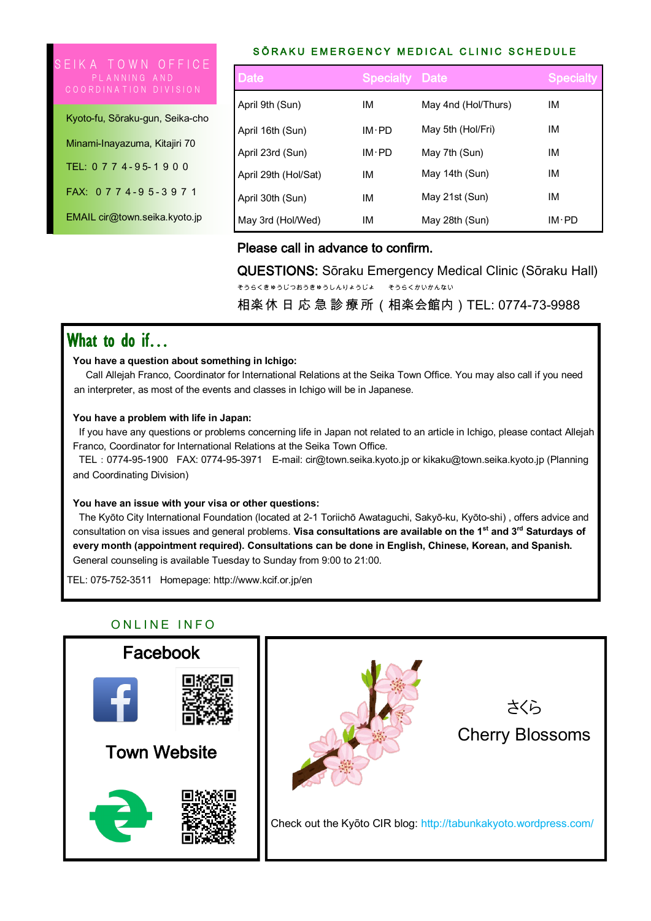## SEIKA TOWN OFFICE

PLANNING AND COORDINATION DIVISION

Kyoto-fu, Sōraku-gun, Seika-cho

Minami-Inayazuma, Kitajiri 70

TEL: ０７７４-９５-１９００

FAX: ０７７４-９５-３９７１

EMAIL cir@town.seika.kyoto.jp

## SŌRAKU EMERGENCY MEDICAL CLINIC SCHEDULE

| Date | Specialty | Date | Specialty |
|---|---|---|---|
| April 9th (Sun) | IM | May 4nd (Hol/Thurs) | IM |
| April 16th (Sun) | IM･PD | May 5th (Hol/Fri) | IM |
| April 23rd (Sun) | IM･PD | May 7th (Sun) | IM |
| April 29th (Hol/Sat) | IM | May 14th (Sun) | IM |
| April 30th (Sun) | IM | May 21st (Sun) | IM |
| May 3rd (Hol/Wed) | IM | May 28th (Sun) | IM･PD |

Please call in advance to confirm.

**QUESTIONS:** Sōraku Emergency Medical Clinic (Sōraku Hall)

そうらくきゅうじつおうきゅうしんりょうじょ　そうらくかいかんない

相楽休日応急診療所（相楽会館内）TEL: 0774-73-9988

## What to do if…

**You have a question about something in Ichigo:**

Call Allejah Franco, Coordinator for International Relations at the Seika Town Office. You may also call if you need an interpreter, as most of the events and classes in Ichigo will be in Japanese.

**You have a problem with life in Japan:**

If you have any questions or problems concerning life in Japan not related to an article in Ichigo, please contact Allejah Franco, Coordinator for International Relations at the Seika Town Office.

TEL：0774-95-1900　FAX: 0774-95-3971　E-mail: cir@town.seika.kyoto.jp or kikaku@town.seika.kyoto.jp (Planning and Coordinating Division)

**You have an issue with your visa or other questions:**

The Kyōto City International Foundation (located at 2-1 Toriichō Awataguchi, Sakyō-ku, Kyōto-shi) , offers advice and consultation on visa issues and general problems. **Visa consultations are available on the 1st and 3rd Saturdays of every month (appointment required). Consultations can be done in English, Chinese, Korean, and Spanish.** General counseling is available Tuesday to Sunday from 9:00 to 21:00.

TEL: 075-752-3511　Homepage: http://www.kcif.or.jp/en

## ONLINE INFO

Facebook

Town Website

さくら

Cherry Blossoms

Check out the Kyōto CIR blog: http://tabunkakyoto.wordpress.com/